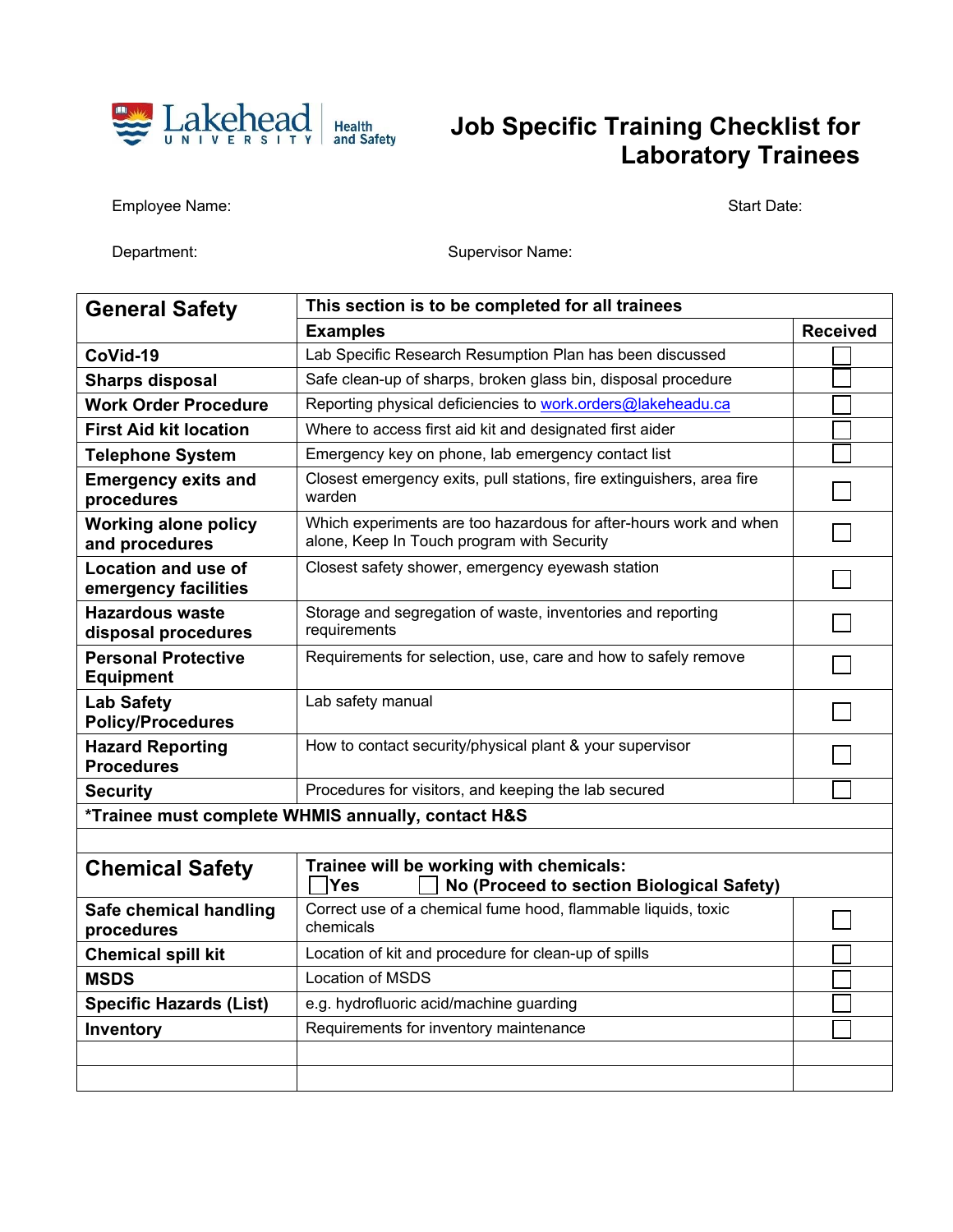# Job Specific Training Checklist for Laboratory Trainees

Employee Name: Start Date:

Department: Supervisor Name:

| **General Safety** | **This section is to be completed for all trainees** | |
|---|---|---|
| | **Examples** | **Received** |
| **CoVid-19** | Lab Specific Research Resumption Plan has been discussed | ☐ |
| **Sharps disposal** | Safe clean-up of sharps, broken glass bin, disposal procedure | ☐ |
| **Work Order Procedure** | Reporting physical deficiencies to work.orders@lakeheadu.ca | ☐ |
| **First Aid kit location** | Where to access first aid kit and designated first aider | ☐ |
| **Telephone System** | Emergency key on phone, lab emergency contact list | ☐ |
| **Emergency exits and procedures** | Closest emergency exits, pull stations, fire extinguishers, area fire warden | ☐ |
| **Working alone policy and procedures** | Which experiments are too hazardous for after-hours work and when alone, Keep In Touch program with Security | ☐ |
| **Location and use of emergency facilities** | Closest safety shower, emergency eyewash station | ☐ |
| **Hazardous waste disposal procedures** | Storage and segregation of waste, inventories and reporting requirements | ☐ |
| **Personal Protective Equipment** | Requirements for selection, use, care and how to safely remove | ☐ |
| **Lab Safety Policy/Procedures** | Lab safety manual | ☐ |
| **Hazard Reporting Procedures** | How to contact security/physical plant & your supervisor | ☐ |
| **Security** | Procedures for visitors, and keeping the lab secured | ☐ |
| ***Trainee must complete WHMIS annually, contact H&S** | | |

| **Chemical Safety** | **Trainee will be working with chemicals:** ☐ **Yes** ☐ **No (Proceed to section Biological Safety)** | |
|---|---|---|
| **Safe chemical handling procedures** | Correct use of a chemical fume hood, flammable liquids, toxic chemicals | ☐ |
| **Chemical spill kit** | Location of kit and procedure for clean-up of spills | ☐ |
| **MSDS** | Location of MSDS | ☐ |
| **Specific Hazards (List)** | e.g. hydrofluoric acid/machine guarding | ☐ |
| **Inventory** | Requirements for inventory maintenance | ☐ |
| | | |
| | | |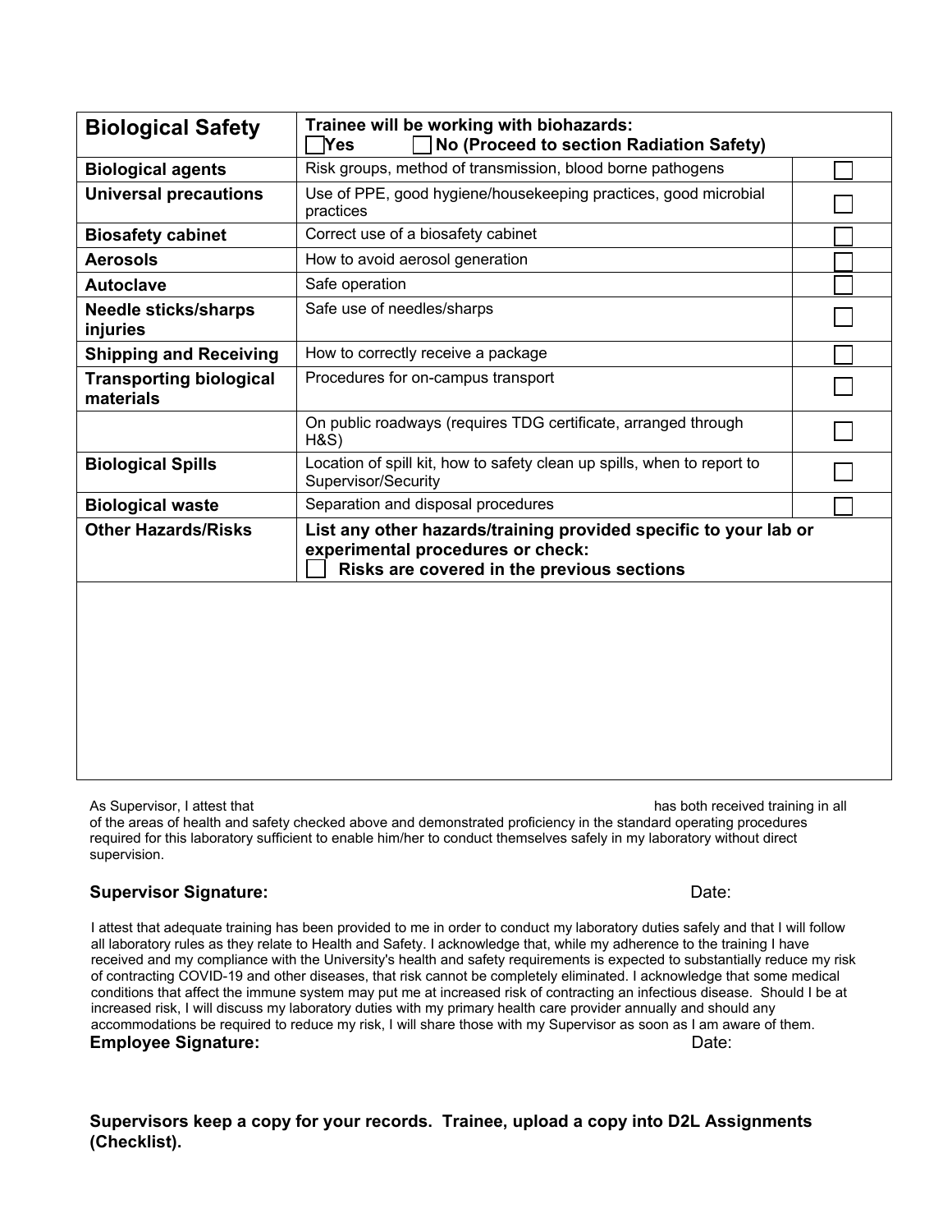| **Biological Safety** | **Trainee will be working with biohazards:** ☐ **Yes** ☐ **No (Proceed to section Radiation Safety)** | |
|---|---|---|
| **Biological agents** | Risk groups, method of transmission, blood borne pathogens | ☐ |
| **Universal precautions** | Use of PPE, good hygiene/housekeeping practices, good microbial practices | ☐ |
| **Biosafety cabinet** | Correct use of a biosafety cabinet | ☐ |
| **Aerosols** | How to avoid aerosol generation | ☐ |
| **Autoclave** | Safe operation | ☐ |
| **Needle sticks/sharps injuries** | Safe use of needles/sharps | ☐ |
| **Shipping and Receiving** | How to correctly receive a package | ☐ |
| **Transporting biological materials** | Procedures for on-campus transport | ☐ |
| | On public roadways (requires TDG certificate, arranged through H&S) | ☐ |
| **Biological Spills** | Location of spill kit, how to safety clean up spills, when to report to Supervisor/Security | ☐ |
| **Biological waste** | Separation and disposal procedures | ☐ |
| **Other Hazards/Risks** | **List any other hazards/training provided specific to your lab or experimental procedures or check:** ☐ **Risks are covered in the previous sections** | |

As Supervisor, I attest that has both received training in all of the areas of health and safety checked above and demonstrated proficiency in the standard operating procedures required for this laboratory sufficient to enable him/her to conduct themselves safely in my laboratory without direct supervision.

**Supervisor Signature:** Date:

I attest that adequate training has been provided to me in order to conduct my laboratory duties safely and that I will follow all laboratory rules as they relate to Health and Safety. I acknowledge that, while my adherence to the training I have received and my compliance with the University's health and safety requirements is expected to substantially reduce my risk of contracting COVID-19 and other diseases, that risk cannot be completely eliminated. I acknowledge that some medical conditions that affect the immune system may put me at increased risk of contracting an infectious disease. Should I be at increased risk, I will discuss my laboratory duties with my primary health care provider annually and should any accommodations be required to reduce my risk, I will share those with my Supervisor as soon as I am aware of them.

**Employee Signature:** Date:

**Supervisors keep a copy for your records. Trainee, upload a copy into D2L Assignments (Checklist).**